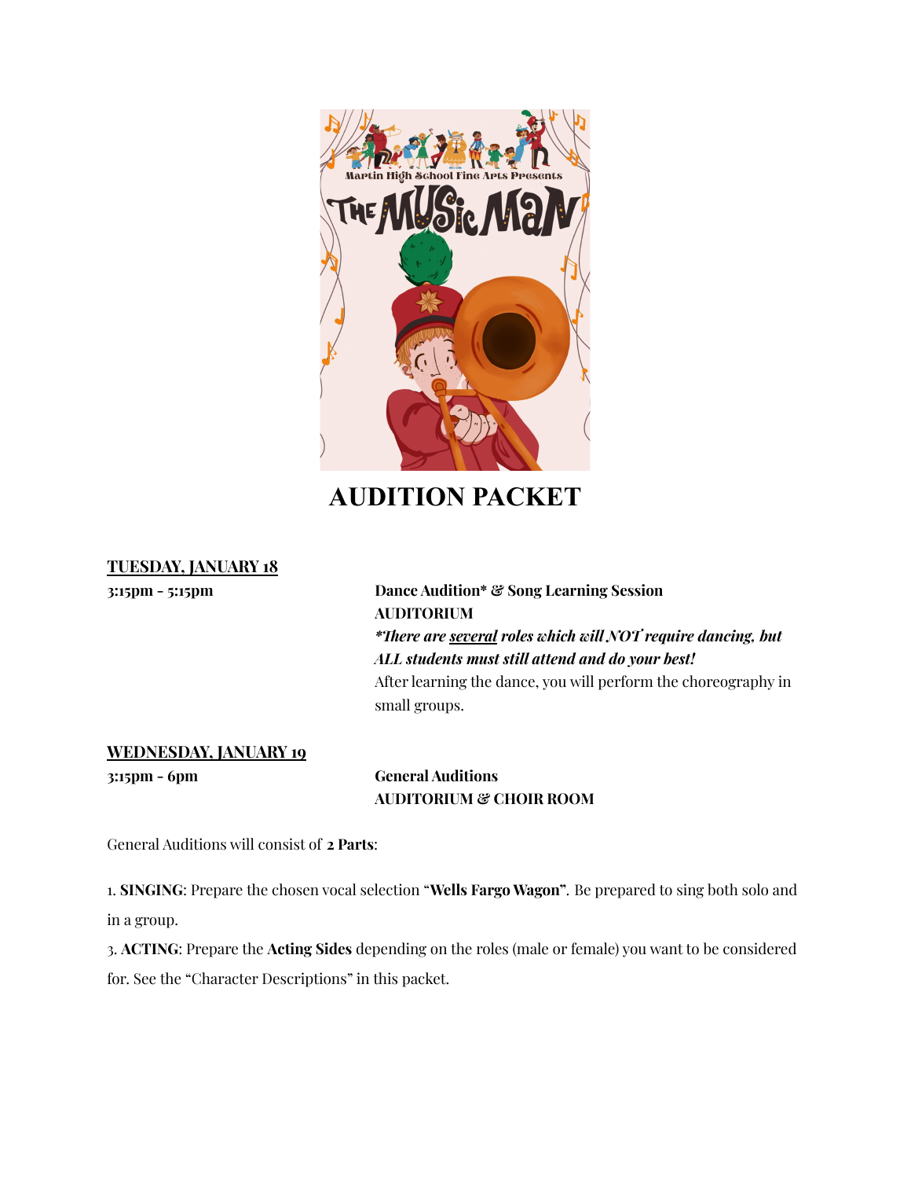# AUDITION PACKET

**TUESDAY, JANUARY 18**

**3:15pm - 5:15pm**

**Dance Audition* & Song Learning Session**
**AUDITORIUM**
***There are several roles which will NOT require dancing, but ALL students must still attend and do your best!***
After learning the dance, you will perform the choreography in small groups.

**WEDNESDAY, JANUARY 19**

**3:15pm - 6pm**

**General Auditions**
**AUDITORIUM & CHOIR ROOM**

General Auditions will consist of **2 Parts**:

1. **SINGING**: Prepare the chosen vocal selection "**Wells Fargo Wagon**". Be prepared to sing both solo and in a group.
3. **ACTING**: Prepare the **Acting Sides** depending on the roles (male or female) you want to be considered for. See the "Character Descriptions" in this packet.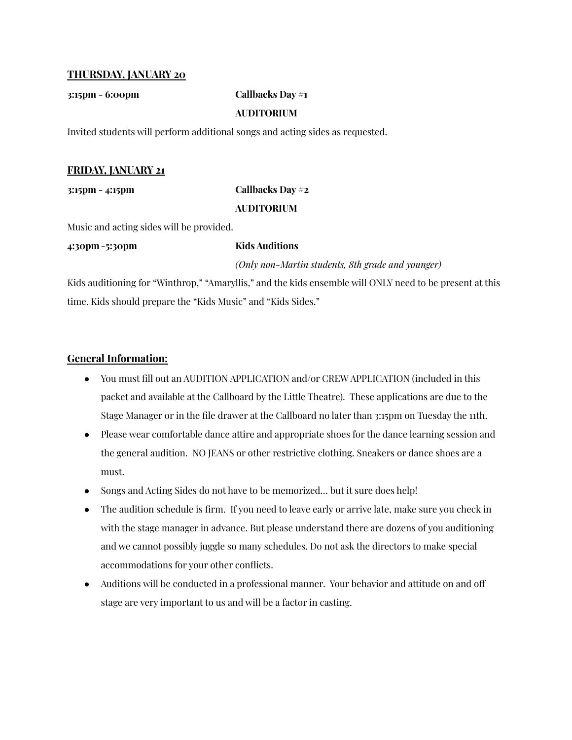**THURSDAY, JANUARY 20**

**3:15pm - 6:00pm** **Callbacks Day #1**

**AUDITORIUM**

Invited students will perform additional songs and acting sides as requested.

**FRIDAY, JANUARY 21**

**3:15pm - 4:15pm** **Callbacks Day #2**

**AUDITORIUM**

Music and acting sides will be provided.

**4:30pm -5:30pm** **Kids Auditions**

*(Only non-Martin students, 8th grade and younger)*

Kids auditioning for "Winthrop," "Amaryllis," and the kids ensemble will ONLY need to be present at this time. Kids should prepare the "Kids Music" and "Kids Sides."

## General Information:

- You must fill out an AUDITION APPLICATION and/or CREW APPLICATION (included in this packet and available at the Callboard by the Little Theatre). These applications are due to the Stage Manager or in the file drawer at the Callboard no later than 3:15pm on Tuesday the 11th.
- Please wear comfortable dance attire and appropriate shoes for the dance learning session and the general audition. NO JEANS or other restrictive clothing. Sneakers or dance shoes are a must.
- Songs and Acting Sides do not have to be memorized… but it sure does help!
- The audition schedule is firm. If you need to leave early or arrive late, make sure you check in with the stage manager in advance. But please understand there are dozens of you auditioning and we cannot possibly juggle so many schedules. Do not ask the directors to make special accommodations for your other conflicts.
- Auditions will be conducted in a professional manner. Your behavior and attitude on and off stage are very important to us and will be a factor in casting.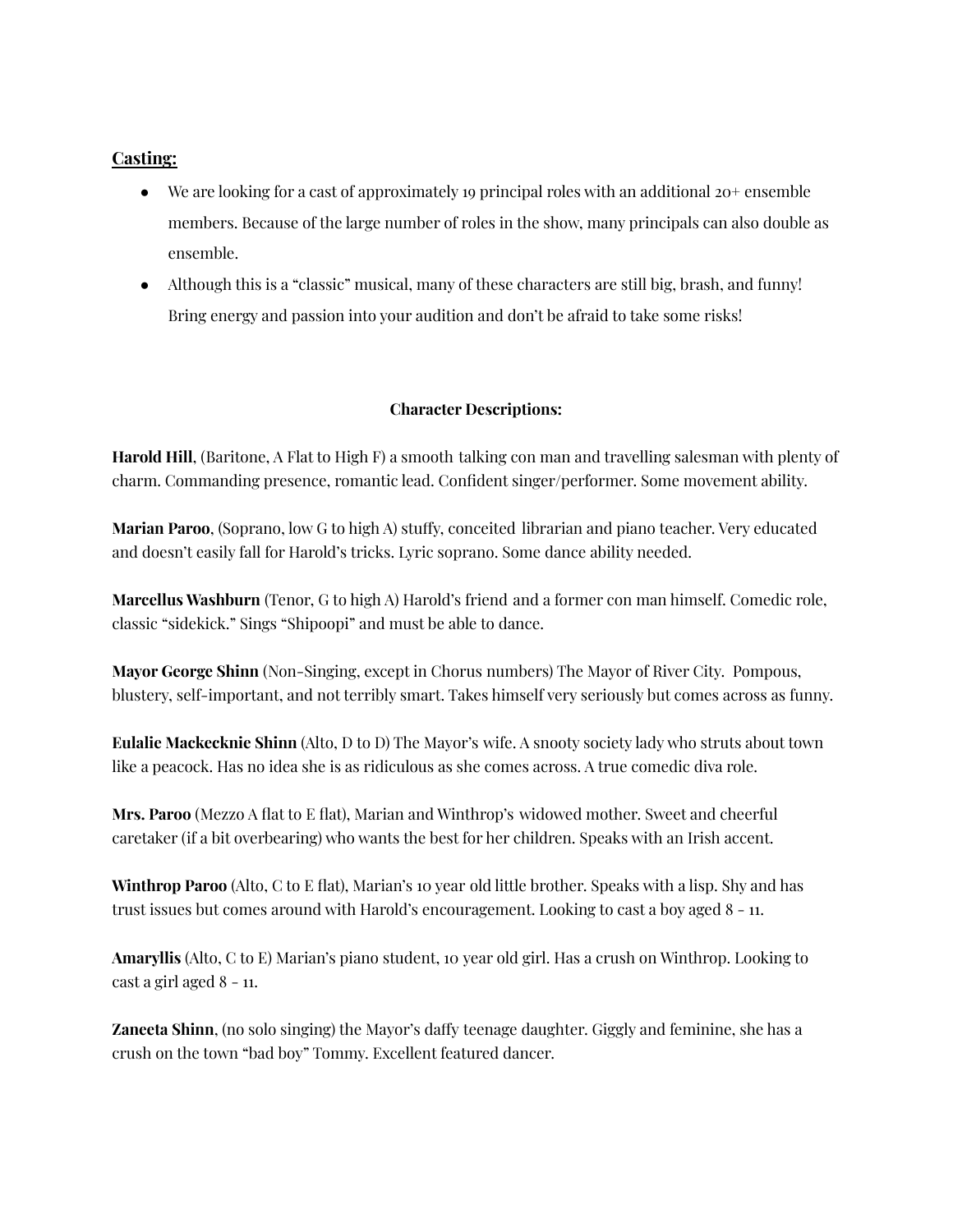## **<u>Casting:</u>**

- We are looking for a cast of approximately 19 principal roles with an additional 20+ ensemble members. Because of the large number of roles in the show, many principals can also double as ensemble.
- Although this is a "classic" musical, many of these characters are still big, brash, and funny! Bring energy and passion into your audition and don't be afraid to take some risks!

### **Character Descriptions:**

**Harold Hill**, (Baritone, A Flat to High F) a smooth talking con man and travelling salesman with plenty of charm. Commanding presence, romantic lead. Confident singer/performer. Some movement ability.

**Marian Paroo**, (Soprano, low G to high A) stuffy, conceited librarian and piano teacher. Very educated and doesn't easily fall for Harold's tricks. Lyric soprano. Some dance ability needed.

**Marcellus Washburn** (Tenor, G to high A) Harold's friend and a former con man himself. Comedic role, classic "sidekick." Sings "Shipoopi" and must be able to dance.

**Mayor George Shinn** (Non-Singing, except in Chorus numbers) The Mayor of River City. Pompous, blustery, self-important, and not terribly smart. Takes himself very seriously but comes across as funny.

**Eulalie Mackecknie Shinn** (Alto, D to D) The Mayor's wife. A snooty society lady who struts about town like a peacock. Has no idea she is as ridiculous as she comes across. A true comedic diva role.

**Mrs. Paroo** (Mezzo A flat to E flat), Marian and Winthrop's widowed mother. Sweet and cheerful caretaker (if a bit overbearing) who wants the best for her children. Speaks with an Irish accent.

**Winthrop Paroo** (Alto, C to E flat), Marian's 10 year old little brother. Speaks with a lisp. Shy and has trust issues but comes around with Harold's encouragement. Looking to cast a boy aged 8 - 11.

**Amaryllis** (Alto, C to E) Marian's piano student, 10 year old girl. Has a crush on Winthrop. Looking to cast a girl aged 8 - 11.

**Zaneeta Shinn**, (no solo singing) the Mayor's daffy teenage daughter. Giggly and feminine, she has a crush on the town "bad boy" Tommy. Excellent featured dancer.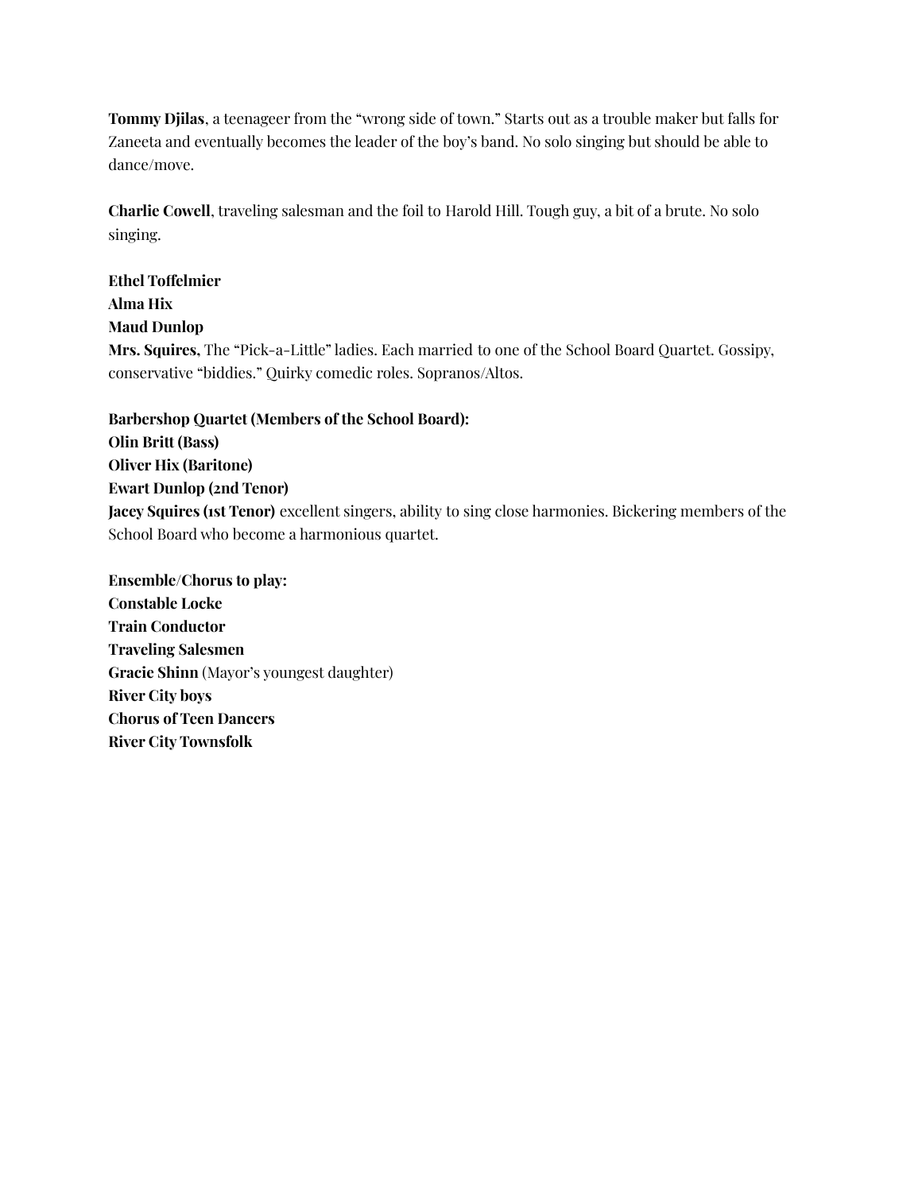**Tommy Djilas**, a teenageer from the "wrong side of town." Starts out as a trouble maker but falls for Zaneeta and eventually becomes the leader of the boy's band. No solo singing but should be able to dance/move.

**Charlie Cowell**, traveling salesman and the foil to Harold Hill. Tough guy, a bit of a brute. No solo singing.

**Ethel Toffelmier**
**Alma Hix**
**Maud Dunlop**
**Mrs. Squires**, The "Pick-a-Little" ladies. Each married to one of the School Board Quartet. Gossipy, conservative "biddies." Quirky comedic roles. Sopranos/Altos.

**Barbershop Quartet (Members of the School Board):**
**Olin Britt (Bass)**
**Oliver Hix (Baritone)**
**Ewart Dunlop (2nd Tenor)**
**Jacey Squires (1st Tenor)** excellent singers, ability to sing close harmonies. Bickering members of the School Board who become a harmonious quartet.

**Ensemble/Chorus to play:**
**Constable Locke**
**Train Conductor**
**Traveling Salesmen**
**Gracie Shinn** (Mayor's youngest daughter)
**River City boys**
**Chorus of Teen Dancers**
**River City Townsfolk**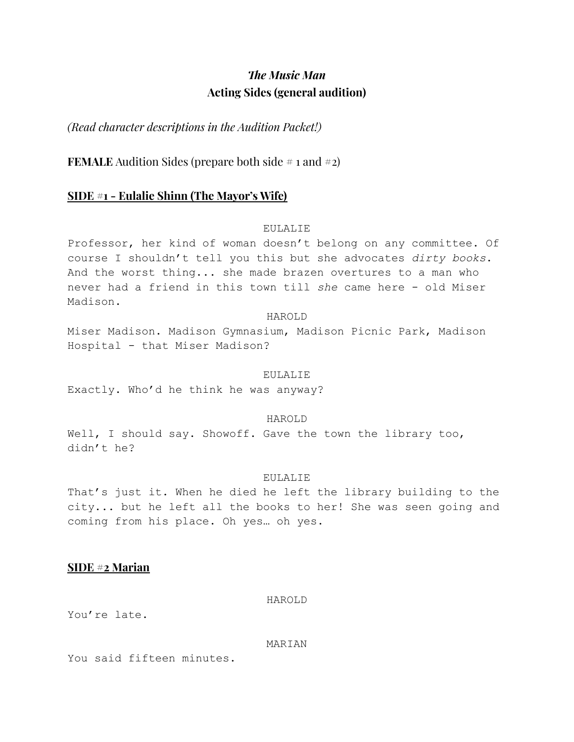# *The Music Man*
## Acting Sides (general audition)

*(Read character descriptions in the Audition Packet!)*

**FEMALE** Audition Sides (prepare both side # 1 and #2)

### SIDE #1 - Eulalie Shinn (The Mayor's Wife)

EULALIE

Professor, her kind of woman doesn't belong on any committee. Of course I shouldn't tell you this but she advocates *dirty books*. And the worst thing... she made brazen overtures to a man who never had a friend in this town till *she* came here - old Miser Madison.

HAROLD

Miser Madison. Madison Gymnasium, Madison Picnic Park, Madison Hospital - that Miser Madison?

EULALIE

Exactly. Who'd he think he was anyway?

HAROLD

Well, I should say. Showoff. Gave the town the library too, didn't he?

EULALIE

That's just it. When he died he left the library building to the city... but he left all the books to her! She was seen going and coming from his place. Oh yes… oh yes.

### SIDE #2 Marian

HAROLD

You're late.

MARIAN

You said fifteen minutes.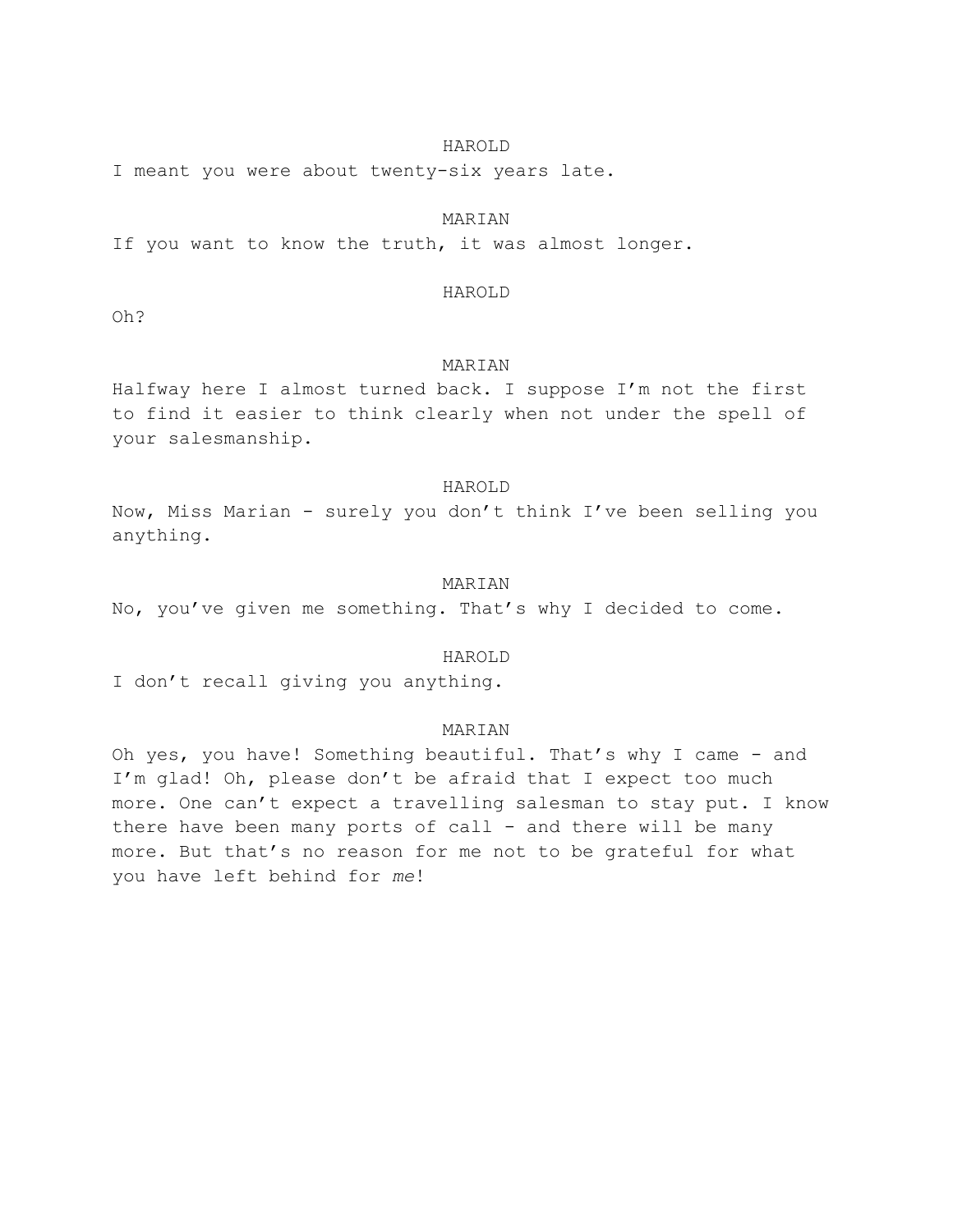HAROLD

I meant you were about twenty-six years late.

MARIAN

If you want to know the truth, it was almost longer.

HAROLD

Oh?

MARIAN

Halfway here I almost turned back. I suppose I'm not the first to find it easier to think clearly when not under the spell of your salesmanship.

HAROLD

Now, Miss Marian - surely you don't think I've been selling you anything.

MARIAN

No, you've given me something. That's why I decided to come.

HAROLD

I don't recall giving you anything.

MARIAN

Oh yes, you have! Something beautiful. That's why I came - and I'm glad! Oh, please don't be afraid that I expect too much more. One can't expect a travelling salesman to stay put. I know there have been many ports of call - and there will be many more. But that's no reason for me not to be grateful for what you have left behind for *me*!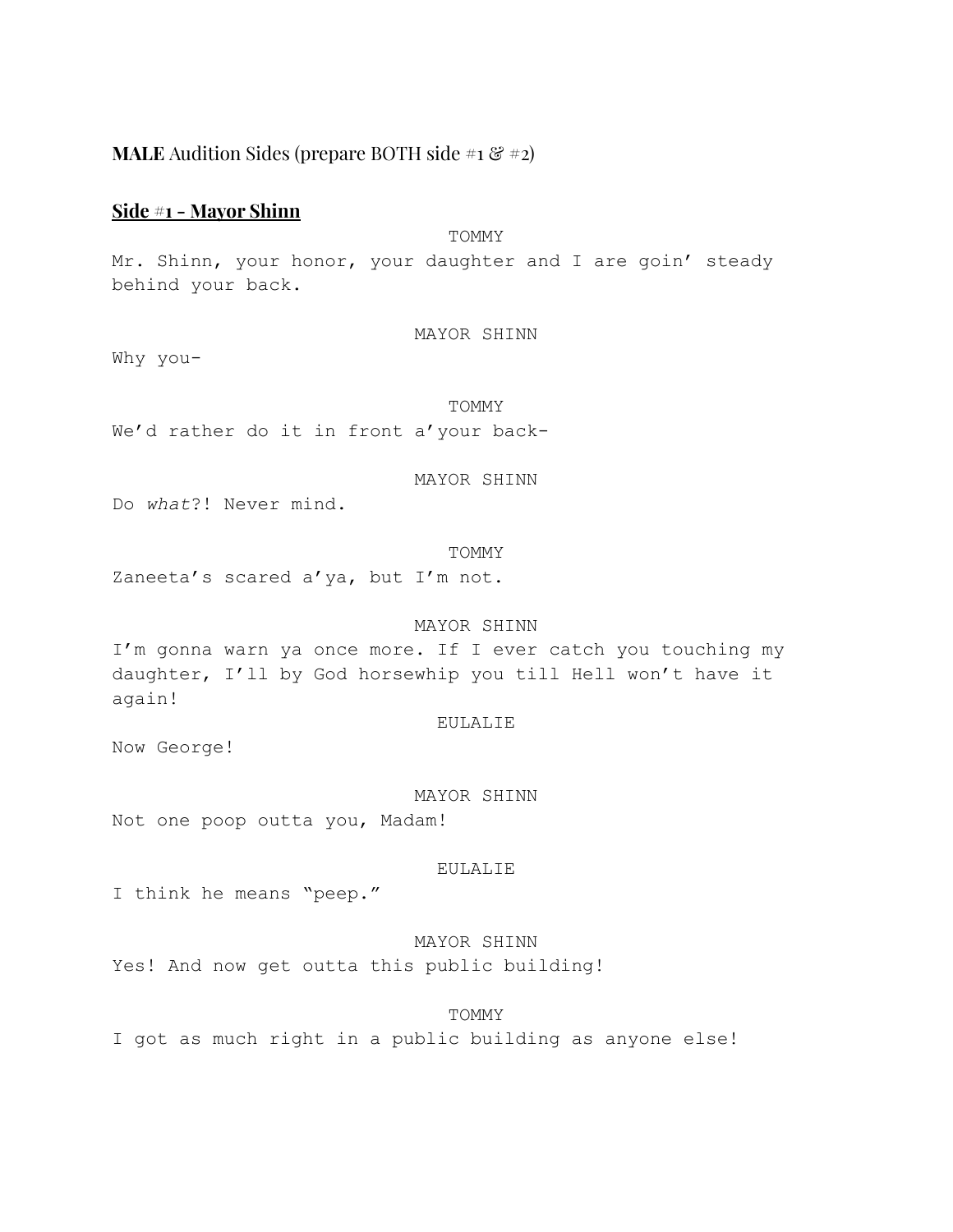**MALE** Audition Sides (prepare BOTH side #1 & #2)

## Side #1 - Mayor Shinn

TOMMY

Mr. Shinn, your honor, your daughter and I are goin' steady behind your back.

MAYOR SHINN

Why you-

TOMMY

We'd rather do it in front a'your back-

MAYOR SHINN

Do *what*?! Never mind.

TOMMY

Zaneeta's scared a'ya, but I'm not.

MAYOR SHINN

I'm gonna warn ya once more. If I ever catch you touching my daughter, I'll by God horsewhip you till Hell won't have it again!

EULALIE

Now George!

MAYOR SHINN

Not one poop outta you, Madam!

EULALIE

I think he means "peep."

MAYOR SHINN

Yes! And now get outta this public building!

TOMMY

I got as much right in a public building as anyone else!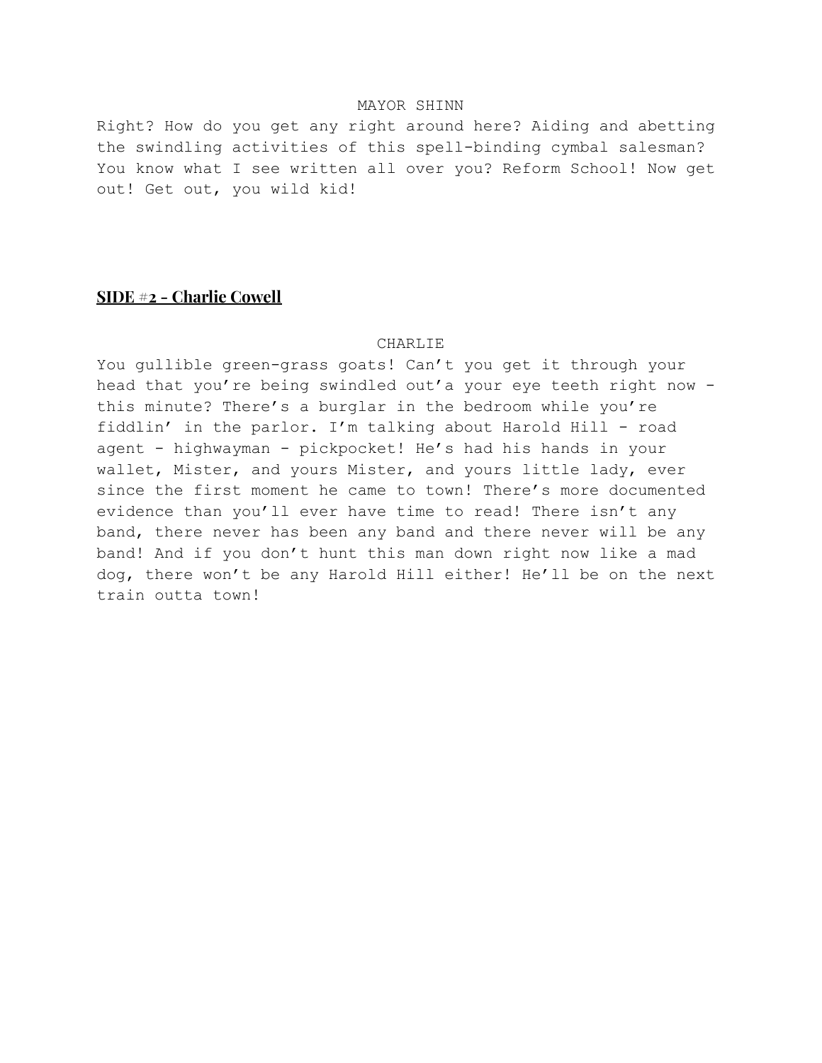MAYOR SHINN

Right? How do you get any right around here? Aiding and abetting the swindling activities of this spell-binding cymbal salesman? You know what I see written all over you? Reform School! Now get out! Get out, you wild kid!

## **SIDE #2 - Charlie Cowell**

CHARLIE

You gullible green-grass goats! Can't you get it through your head that you're being swindled out'a your eye teeth right now - this minute? There's a burglar in the bedroom while you're fiddlin' in the parlor. I'm talking about Harold Hill - road agent - highwayman - pickpocket! He's had his hands in your wallet, Mister, and yours Mister, and yours little lady, ever since the first moment he came to town! There's more documented evidence than you'll ever have time to read! There isn't any band, there never has been any band and there never will be any band! And if you don't hunt this man down right now like a mad dog, there won't be any Harold Hill either! He'll be on the next train outta town!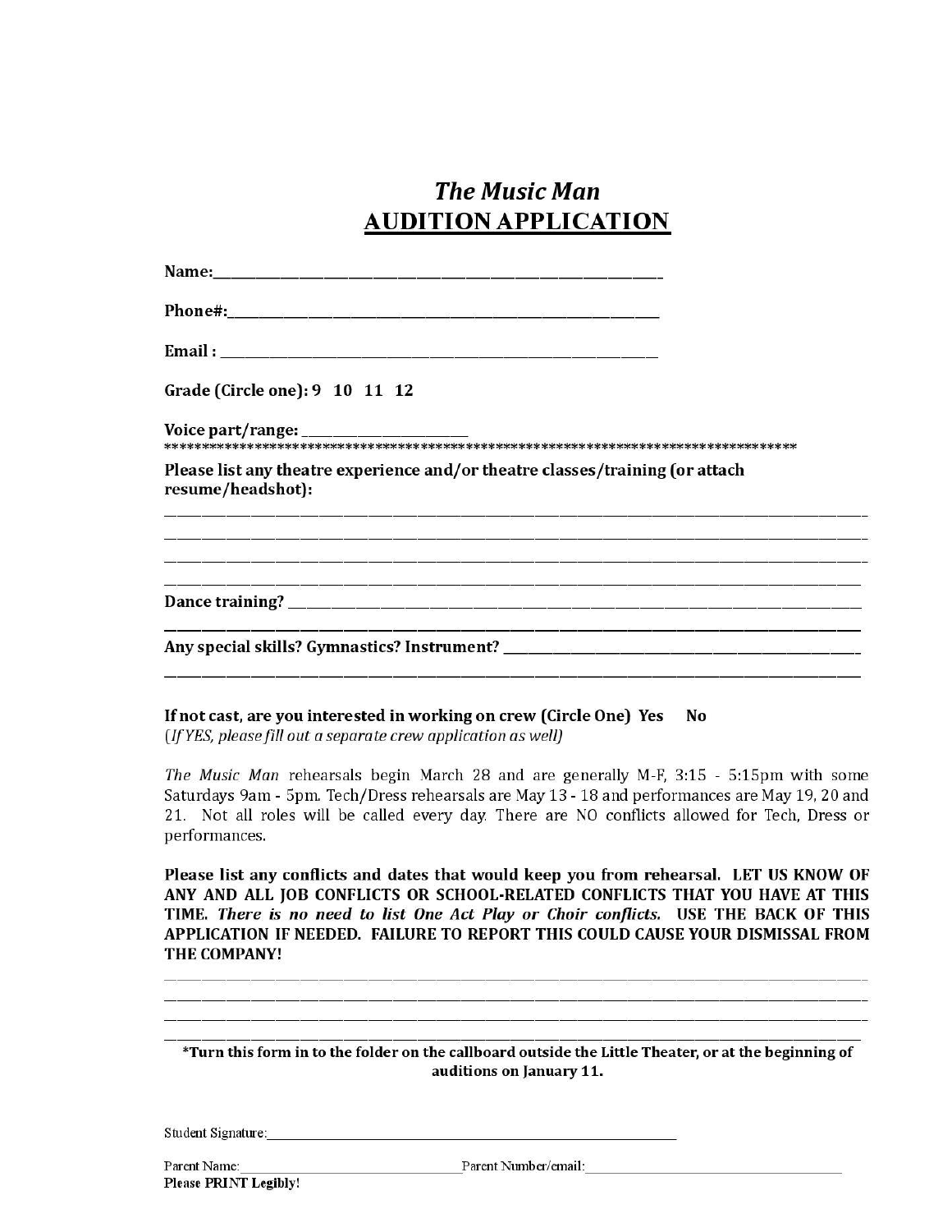# *The Music Man*

## AUDITION APPLICATION

**Name:**_______________________________________________

**Phone#:**_______________________________________________

**Email :** _______________________________________________

**Grade (Circle one): 9 10 11 12**

**Voice part/range:** __________________

*************************************************************************************

**Please list any theatre experience and/or theatre classes/training (or attach resume/headshot):**

_______________________________________________________________________________

_______________________________________________________________________________

_______________________________________________________________________________

_______________________________________________________________________________

**Dance training?** _______________________________________________________________

_______________________________________________________________________________

**Any special skills? Gymnastics? Instrument?** _______________________________________

_______________________________________________________________________________

**If not cast, are you interested in working on crew (Circle One) Yes No**
(*If YES, please fill out a separate crew application as well*)

*The Music Man* rehearsals begin March 28 and are generally M-F, 3:15 - 5:15pm with some Saturdays 9am - 5pm. Tech/Dress rehearsals are May 13 - 18 and performances are May 19, 20 and 21. Not all roles will be called every day. There are NO conflicts allowed for Tech, Dress or performances.

**Please list any conflicts and dates that would keep you from rehearsal. LET US KNOW OF ANY AND ALL JOB CONFLICTS OR SCHOOL-RELATED CONFLICTS THAT YOU HAVE AT THIS TIME. *There is no need to list One Act Play or Choir conflicts.* USE THE BACK OF THIS APPLICATION IF NEEDED. FAILURE TO REPORT THIS COULD CAUSE YOUR DISMISSAL FROM THE COMPANY!**

_______________________________________________________________________________

_______________________________________________________________________________

_______________________________________________________________________________

_______________________________________________________________________________

**\*Turn this form in to the folder on the callboard outside the Little Theater, or at the beginning of auditions on January 11.**

Student Signature:_______________________________________________

Parent Name:_______________________ Parent Number/email:_______________________

**Please PRINT Legibly!**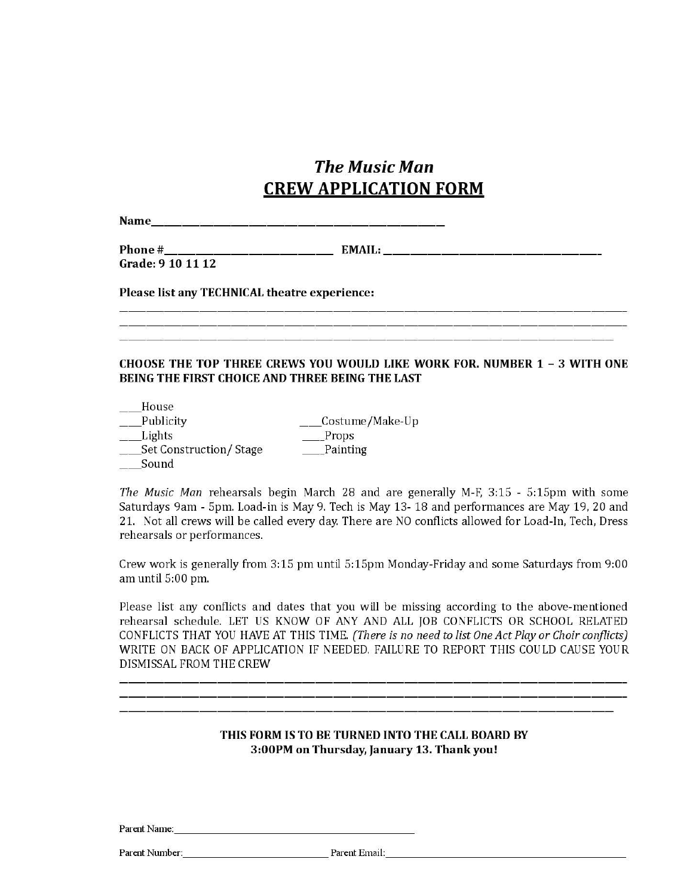# *The Music Man*

## CREW APPLICATION FORM

**Name**\_\_\_\_\_\_\_\_\_\_\_\_\_\_\_\_\_\_\_\_\_\_\_\_\_\_\_\_\_\_\_\_\_\_\_\_\_\_\_\_\_\_\_\_\_\_\_\_\_\_\_\_

**Phone #**\_\_\_\_\_\_\_\_\_\_\_\_\_\_\_\_\_\_\_\_\_\_\_\_\_\_\_\_\_\_\_\_\_\_ **EMAIL:** \_\_\_\_\_\_\_\_\_\_\_\_\_\_\_\_\_\_\_\_\_\_\_\_\_\_\_\_\_\_\_\_\_\_\_\_\_\_\_\_\_\_\_\_

**Grade: 9 10 11 12**

**Please list any TECHNICAL theatre experience:**

\_\_\_\_\_\_\_\_\_\_\_\_\_\_\_\_\_\_\_\_\_\_\_\_\_\_\_\_\_\_\_\_\_\_\_\_\_\_\_\_\_\_\_\_\_\_\_\_\_\_\_\_\_\_\_\_\_\_\_\_\_\_\_\_\_\_\_\_\_\_\_\_\_\_\_\_\_\_\_\_\_\_\_\_\_\_\_\_\_\_

\_\_\_\_\_\_\_\_\_\_\_\_\_\_\_\_\_\_\_\_\_\_\_\_\_\_\_\_\_\_\_\_\_\_\_\_\_\_\_\_\_\_\_\_\_\_\_\_\_\_\_\_\_\_\_\_\_\_\_\_\_\_\_\_\_\_\_\_\_\_\_\_\_\_\_\_\_\_\_\_\_\_\_\_\_\_\_\_\_\_

\_\_\_\_\_\_\_\_\_\_\_\_\_\_\_\_\_\_\_\_\_\_\_\_\_\_\_\_\_\_\_\_\_\_\_\_\_\_\_\_\_\_\_\_\_\_\_\_\_\_\_\_\_\_\_\_\_\_\_\_\_\_\_\_\_\_\_\_\_\_\_\_\_\_\_\_\_\_\_\_\_\_\_\_\_\_\_\_\_\_

**CHOOSE THE TOP THREE CREWS YOU WOULD LIKE WORK FOR. NUMBER 1 – 3 WITH ONE BEING THE FIRST CHOICE AND THREE BEING THE LAST**

\_\_\_House

\_\_\_Publicity

\_\_\_Lights

\_\_\_\_Set Construction/ Stage

\_\_\_\_Sound

\_\_\_Costume/Make-Up

\_\_\_\_Props

\_\_\_\_Painting

*The Music Man* rehearsals begin March 28 and are generally M-F, 3:15 - 5:15pm with some Saturdays 9am - 5pm. Load-in is May 9. Tech is May 13- 18 and performances are May 19, 20 and 21. Not all crews will be called every day. There are NO conflicts allowed for Load-In, Tech, Dress rehearsals or performances.

Crew work is generally from 3:15 pm until 5:15pm Monday-Friday and some Saturdays from 9:00 am until 5:00 pm.

Please list any conflicts and dates that you will be missing according to the above-mentioned rehearsal schedule. LET US KNOW OF ANY AND ALL JOB CONFLICTS OR SCHOOL RELATED CONFLICTS THAT YOU HAVE AT THIS TIME. *(There is no need to list One Act Play or Choir conflicts)* WRITE ON BACK OF APPLICATION IF NEEDED. FAILURE TO REPORT THIS COULD CAUSE YOUR DISMISSAL FROM THE CREW

\_\_\_\_\_\_\_\_\_\_\_\_\_\_\_\_\_\_\_\_\_\_\_\_\_\_\_\_\_\_\_\_\_\_\_\_\_\_\_\_\_\_\_\_\_\_\_\_\_\_\_\_\_\_\_\_\_\_\_\_\_\_\_\_\_\_\_\_\_\_\_\_\_\_\_\_\_\_\_\_\_\_\_\_\_\_\_\_\_\_

\_\_\_\_\_\_\_\_\_\_\_\_\_\_\_\_\_\_\_\_\_\_\_\_\_\_\_\_\_\_\_\_\_\_\_\_\_\_\_\_\_\_\_\_\_\_\_\_\_\_\_\_\_\_\_\_\_\_\_\_\_\_\_\_\_\_\_\_\_\_\_\_\_\_\_\_\_\_\_\_\_\_\_\_\_\_\_\_\_\_

\_\_\_\_\_\_\_\_\_\_\_\_\_\_\_\_\_\_\_\_\_\_\_\_\_\_\_\_\_\_\_\_\_\_\_\_\_\_\_\_\_\_\_\_\_\_\_\_\_\_\_\_\_\_\_\_\_\_\_\_\_\_\_\_\_\_\_\_\_\_\_\_\_\_\_\_\_\_\_\_\_\_\_\_\_\_\_\_\_\_

**THIS FORM IS TO BE TURNED INTO THE CALL BOARD BY 3:00PM on Thursday, January 13. Thank you!**

Parent Name:\_\_\_\_\_\_\_\_\_\_\_\_\_\_\_\_\_\_\_\_\_\_\_\_\_\_\_\_\_\_\_\_\_\_\_\_\_\_\_\_\_\_\_\_\_\_\_\_

Parent Number:\_\_\_\_\_\_\_\_\_\_\_\_\_\_\_\_\_\_\_\_\_\_\_\_\_\_\_\_\_ Parent Email:\_\_\_\_\_\_\_\_\_\_\_\_\_\_\_\_\_\_\_\_\_\_\_\_\_\_\_\_\_\_\_\_\_\_\_\_\_\_\_\_\_\_\_\_\_\_\_\_\_\_